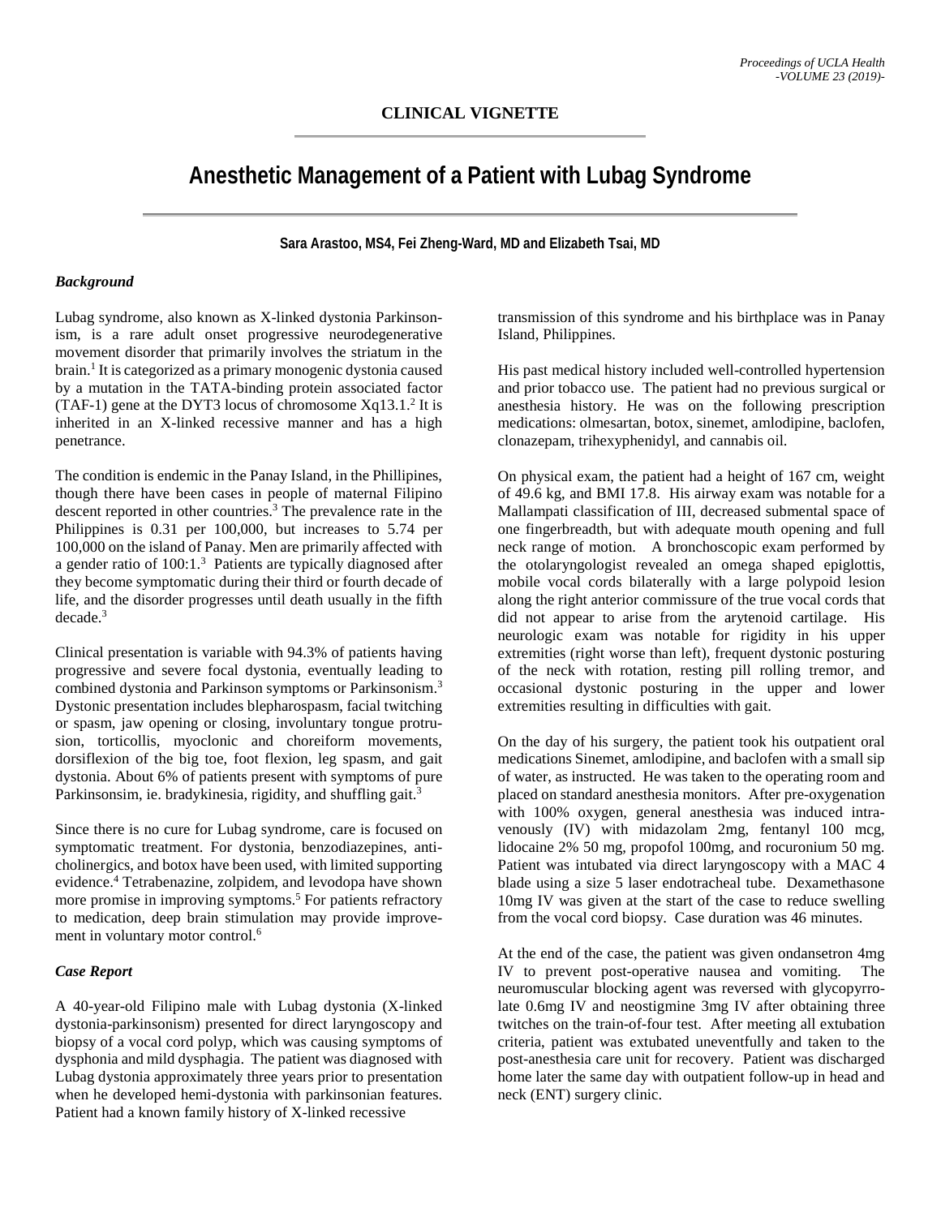CLINICAL VIGNETTE

# Anesthetic Management of a Patient with Lubag Syndrome

**Sara Arastoo, MS4, Fei Zheng-Ward, MD and Elizabeth Tsai, MD**

### *Background*

Lubag syndrome, also known as X-linked dystonia Parkinsonism, is a rare adult onset progressive neurodegenerative movement disorder that primarily involves the striatum in the brain.[1] It is categorized as a primary monogenic dystonia caused by a mutation in the TATA-binding protein associated factor (TAF-1) gene at the DYT3 locus of chromosome Xq13.1.[2] It is inherited in an X-linked recessive manner and has a high penetrance.

The condition is endemic in the Panay Island, in the Phillipines, though there have been cases in people of maternal Filipino descent reported in other countries.[3] The prevalence rate in the Philippines is 0.31 per 100,000, but increases to 5.74 per 100,000 on the island of Panay. Men are primarily affected with a gender ratio of 100:1.[3] Patients are typically diagnosed after they become symptomatic during their third or fourth decade of life, and the disorder progresses until death usually in the fifth decade.[3]

Clinical presentation is variable with 94.3% of patients having progressive and severe focal dystonia, eventually leading to combined dystonia and Parkinson symptoms or Parkinsonism.[3] Dystonic presentation includes blepharospasm, facial twitching or spasm, jaw opening or closing, involuntary tongue protrusion, torticollis, myoclonic and choreiform movements, dorsiflexion of the big toe, foot flexion, leg spasm, and gait dystonia. About 6% of patients present with symptoms of pure Parkinsonsim, ie. bradykinesia, rigidity, and shuffling gait.[3]

Since there is no cure for Lubag syndrome, care is focused on symptomatic treatment. For dystonia, benzodiazepines, anticholinergics, and botox have been used, with limited supporting evidence.[4] Tetrabenazine, zolpidem, and levodopa have shown more promise in improving symptoms.[5] For patients refractory to medication, deep brain stimulation may provide improvement in voluntary motor control.[6]

### *Case Report*

A 40-year-old Filipino male with Lubag dystonia (X-linked dystonia-parkinsonism) presented for direct laryngoscopy and biopsy of a vocal cord polyp, which was causing symptoms of dysphonia and mild dysphagia. The patient was diagnosed with Lubag dystonia approximately three years prior to presentation when he developed hemi-dystonia with parkinsonian features. Patient had a known family history of X-linked recessive transmission of this syndrome and his birthplace was in Panay Island, Philippines.

His past medical history included well-controlled hypertension and prior tobacco use. The patient had no previous surgical or anesthesia history. He was on the following prescription medications: olmesartan, botox, sinemet, amlodipine, baclofen, clonazepam, trihexyphenidyl, and cannabis oil.

On physical exam, the patient had a height of 167 cm, weight of 49.6 kg, and BMI 17.8. His airway exam was notable for a Mallampati classification of III, decreased submental space of one fingerbreadth, but with adequate mouth opening and full neck range of motion. A bronchoscopic exam performed by the otolaryngologist revealed an omega shaped epiglottis, mobile vocal cords bilaterally with a large polypoid lesion along the right anterior commissure of the true vocal cords that did not appear to arise from the arytenoid cartilage. His neurologic exam was notable for rigidity in his upper extremities (right worse than left), frequent dystonic posturing of the neck with rotation, resting pill rolling tremor, and occasional dystonic posturing in the upper and lower extremities resulting in difficulties with gait.

On the day of his surgery, the patient took his outpatient oral medications Sinemet, amlodipine, and baclofen with a small sip of water, as instructed. He was taken to the operating room and placed on standard anesthesia monitors. After pre-oxygenation with 100% oxygen, general anesthesia was induced intravenously (IV) with midazolam 2mg, fentanyl 100 mcg, lidocaine 2% 50 mg, propofol 100mg, and rocuronium 50 mg. Patient was intubated via direct laryngoscopy with a MAC 4 blade using a size 5 laser endotracheal tube. Dexamethasone 10mg IV was given at the start of the case to reduce swelling from the vocal cord biopsy. Case duration was 46 minutes.

At the end of the case, the patient was given ondansetron 4mg IV to prevent post-operative nausea and vomiting. The neuromuscular blocking agent was reversed with glycopyrrolate 0.6mg IV and neostigmine 3mg IV after obtaining three twitches on the train-of-four test. After meeting all extubation criteria, patient was extubated uneventfully and taken to the post-anesthesia care unit for recovery. Patient was discharged home later the same day with outpatient follow-up in head and neck (ENT) surgery clinic.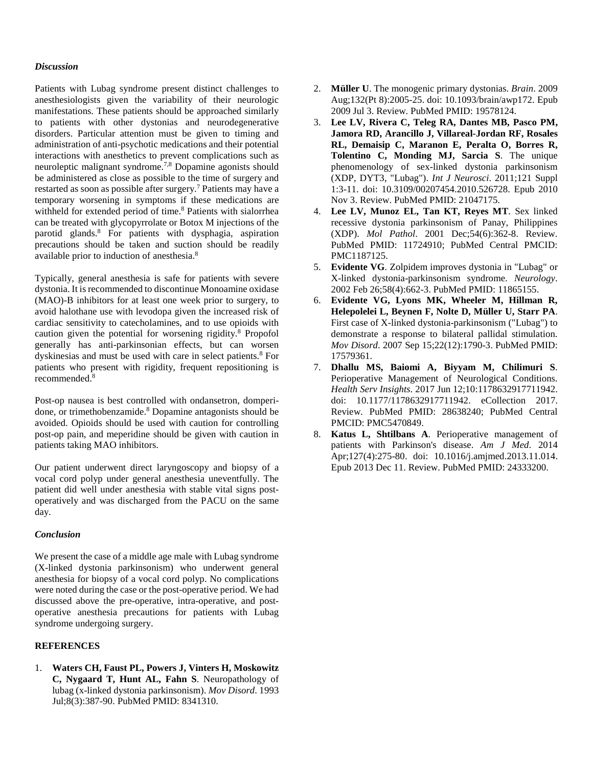### *Discussion*

Patients with Lubag syndrome present distinct challenges to anesthesiologists given the variability of their neurologic manifestations. These patients should be approached similarly to patients with other dystonias and neurodegenerative disorders. Particular attention must be given to timing and administration of anti-psychotic medications and their potential interactions with anesthetics to prevent complications such as neuroleptic malignant syndrome.[7,8] Dopamine agonists should be administered as close as possible to the time of surgery and restarted as soon as possible after surgery.[7] Patients may have a temporary worsening in symptoms if these medications are withheld for extended period of time.[8] Patients with sialorrhea can be treated with glycopyrrolate or Botox M injections of the parotid glands.[8] For patients with dysphagia, aspiration precautions should be taken and suction should be readily available prior to induction of anesthesia.[8]

Typically, general anesthesia is safe for patients with severe dystonia. It is recommended to discontinue Monoamine oxidase (MAO)-B inhibitors for at least one week prior to surgery, to avoid halothane use with levodopa given the increased risk of cardiac sensitivity to catecholamines, and to use opioids with caution given the potential for worsening rigidity.[8] Propofol generally has anti-parkinsonian effects, but can worsen dyskinesias and must be used with care in select patients.[8] For patients who present with rigidity, frequent repositioning is recommended.[8]

Post-op nausea is best controlled with ondansetron, domperidone, or trimethobenzamide.[8] Dopamine antagonists should be avoided. Opioids should be used with caution for controlling post-op pain, and meperidine should be given with caution in patients taking MAO inhibitors.

Our patient underwent direct laryngoscopy and biopsy of a vocal cord polyp under general anesthesia uneventfully. The patient did well under anesthesia with stable vital signs post-operatively and was discharged from the PACU on the same day.

### *Conclusion*

We present the case of a middle age male with Lubag syndrome (X-linked dystonia parkinsonism) who underwent general anesthesia for biopsy of a vocal cord polyp. No complications were noted during the case or the post-operative period. We had discussed above the pre-operative, intra-operative, and post-operative anesthesia precautions for patients with Lubag syndrome undergoing surgery.

### REFERENCES

1. **Waters CH, Faust PL, Powers J, Vinters H, Moskowitz C, Nygaard T, Hunt AL, Fahn S**. Neuropathology of lubag (x-linked dystonia parkinsonism). *Mov Disord*. 1993 Jul;8(3):387-90. PubMed PMID: 8341310.
2. **Müller U**. The monogenic primary dystonias. *Brain*. 2009 Aug;132(Pt 8):2005-25. doi: 10.1093/brain/awp172. Epub 2009 Jul 3. Review. PubMed PMID: 19578124.
3. **Lee LV, Rivera C, Teleg RA, Dantes MB, Pasco PM, Jamora RD, Arancillo J, Villareal-Jordan RF, Rosales RL, Demaisip C, Maranon E, Peralta O, Borres R, Tolentino C, Monding MJ, Sarcia S**. The unique phenomenology of sex-linked dystonia parkinsonism (XDP, DYT3, "Lubag"). *Int J Neurosci*. 2011;121 Suppl 1:3-11. doi: 10.3109/00207454.2010.526728. Epub 2010 Nov 3. Review. PubMed PMID: 21047175.
4. **Lee LV, Munoz EL, Tan KT, Reyes MT**. Sex linked recessive dystonia parkinsonism of Panay, Philippines (XDP). *Mol Pathol*. 2001 Dec;54(6):362-8. Review. PubMed PMID: 11724910; PubMed Central PMCID: PMC1187125.
5. **Evidente VG**. Zolpidem improves dystonia in "Lubag" or X-linked dystonia-parkinsonism syndrome. *Neurology*. 2002 Feb 26;58(4):662-3. PubMed PMID: 11865155.
6. **Evidente VG, Lyons MK, Wheeler M, Hillman R, Helepolelei L, Beynen F, Nolte D, Müller U, Starr PA**. First case of X-linked dystonia-parkinsonism ("Lubag") to demonstrate a response to bilateral pallidal stimulation. *Mov Disord*. 2007 Sep 15;22(12):1790-3. PubMed PMID: 17579361.
7. **Dhallu MS, Baiomi A, Biyyam M, Chilimuri S**. Perioperative Management of Neurological Conditions. *Health Serv Insights*. 2017 Jun 12;10:1178632917711942. doi: 10.1177/1178632917711942. eCollection 2017. Review. PubMed PMID: 28638240; PubMed Central PMCID: PMC5470849.
8. **Katus L, Shtilbans A**. Perioperative management of patients with Parkinson's disease. *Am J Med*. 2014 Apr;127(4):275-80. doi: 10.1016/j.amjmed.2013.11.014. Epub 2013 Dec 11. Review. PubMed PMID: 24333200.